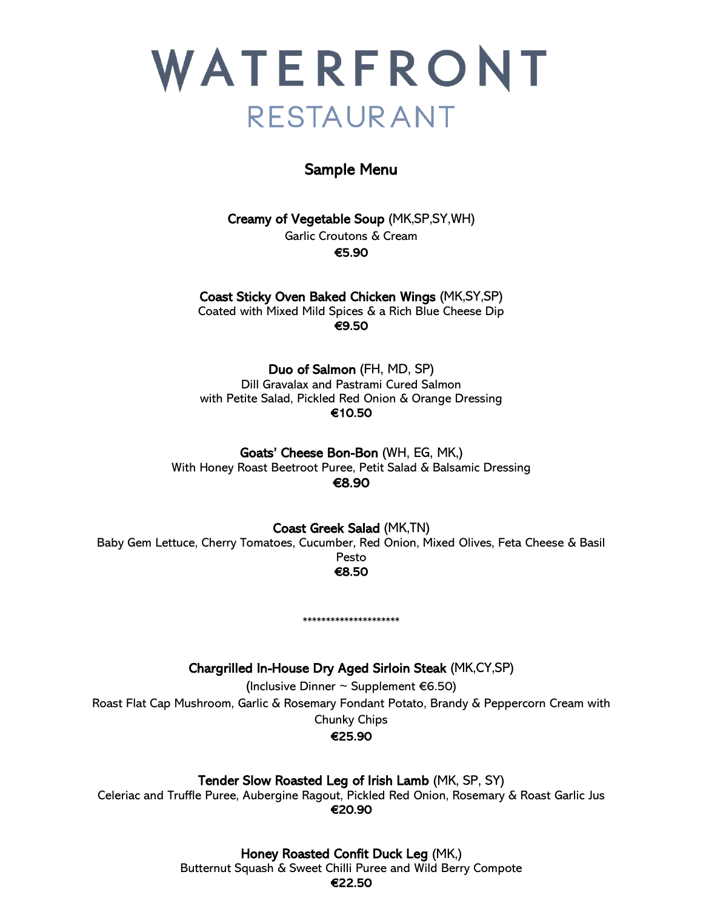# WATERFRONT RESTAURANT

## Sample Menu

**Creamy of Vegetable Soup** (MK,SP,SY,WH)
Garlic Croutons & Cream
**€5.90**

**Coast Sticky Oven Baked Chicken Wings** (MK,SY,SP)
Coated with Mixed Mild Spices & a Rich Blue Cheese Dip
**€9.50**

**Duo of Salmon** (FH, MD, SP)
Dill Gravalax and Pastrami Cured Salmon
with Petite Salad, Pickled Red Onion & Orange Dressing
**€10.50**

**Goats' Cheese Bon-Bon** (WH, EG, MK,)
With Honey Roast Beetroot Puree, Petit Salad & Balsamic Dressing
**€8.90**

**Coast Greek Salad** (MK,TN)
Baby Gem Lettuce, Cherry Tomatoes, Cucumber, Red Onion, Mixed Olives, Feta Cheese & Basil Pesto
**€8.50**

********************

**Chargrilled In-House Dry Aged Sirloin Steak** (MK,CY,SP)
(Inclusive Dinner ~ Supplement €6.50)
Roast Flat Cap Mushroom, Garlic & Rosemary Fondant Potato, Brandy & Peppercorn Cream with Chunky Chips
**€25.90**

**Tender Slow Roasted Leg of Irish Lamb** (MK, SP, SY)
Celeriac and Truffle Puree, Aubergine Ragout, Pickled Red Onion, Rosemary & Roast Garlic Jus
**€20.90**

**Honey Roasted Confit Duck Leg** (MK,)
Butternut Squash & Sweet Chilli Puree and Wild Berry Compote
**€22.50**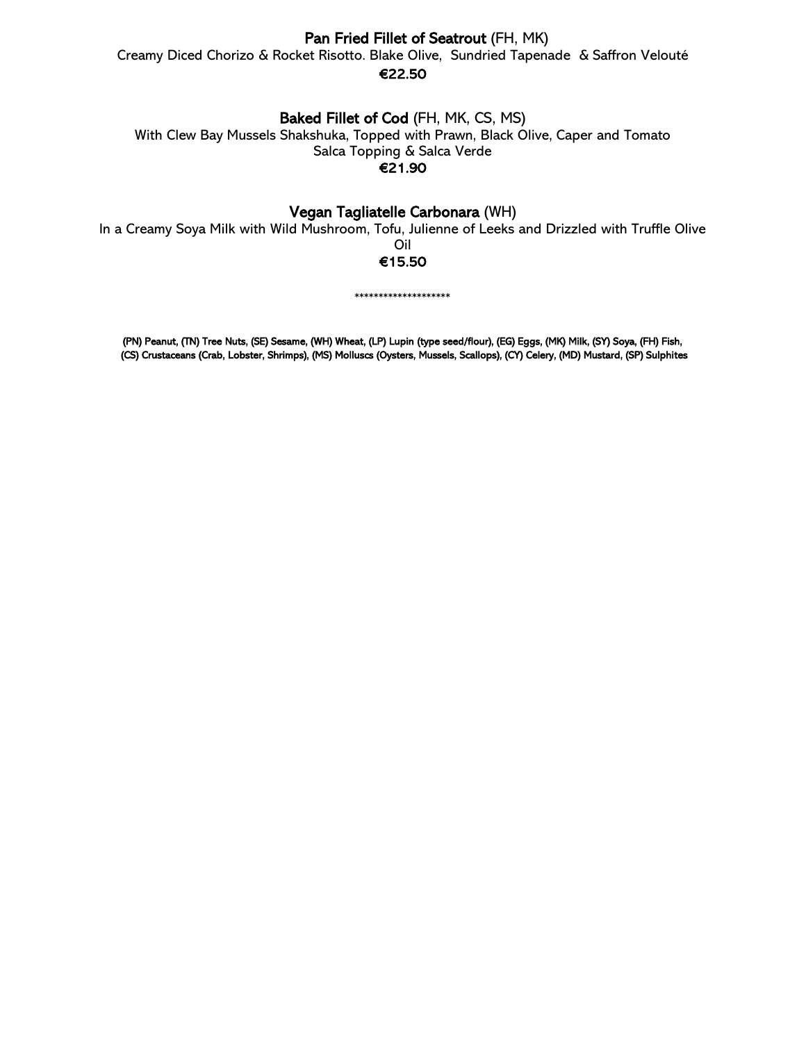**Pan Fried Fillet of Seatrout** (FH, MK)
Creamy Diced Chorizo & Rocket Risotto. Blake Olive, Sundried Tapenade & Saffron Velouté
**€22.50**

**Baked Fillet of Cod** (FH, MK, CS, MS)
With Clew Bay Mussels Shakshuka, Topped with Prawn, Black Olive, Caper and Tomato Salca Topping & Salca Verde
**€21.90**

**Vegan Tagliatelle Carbonara** (WH)
In a Creamy Soya Milk with Wild Mushroom, Tofu, Julienne of Leeks and Drizzled with Truffle Olive Oil
**€15.50**

********************

**(PN) Peanut, (TN) Tree Nuts, (SE) Sesame, (WH) Wheat, (LP) Lupin (type seed/flour), (EG) Eggs, (MK) Milk, (SY) Soya, (FH) Fish, (CS) Crustaceans (Crab, Lobster, Shrimps), (MS) Molluscs (Oysters, Mussels, Scallops), (CY) Celery, (MD) Mustard, (SP) Sulphites**